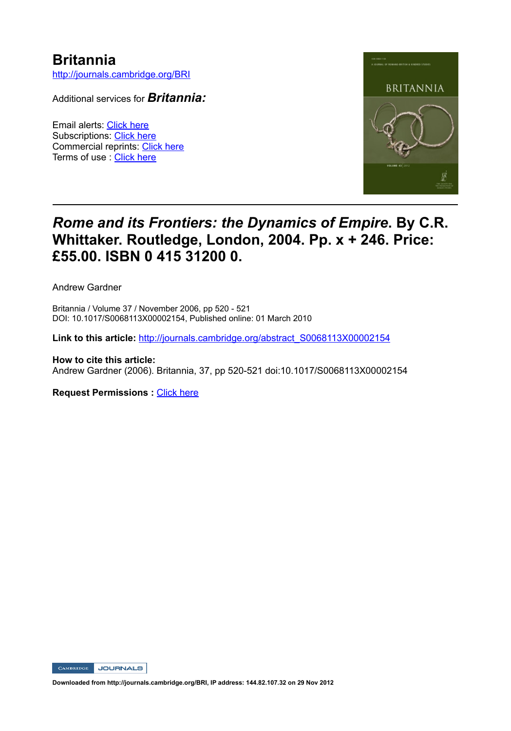# Britannia

http://journals.cambridge.org/BRI

Additional services for ***Britannia:***

Email alerts: Click here
Subscriptions: Click here
Commercial reprints: Click here
Terms of use : Click here

---

## *Rome and its Frontiers: the Dynamics of Empire*. By C.R. Whittaker. Routledge, London, 2004. Pp. x + 246. Price: £55.00. ISBN 0 415 31200 0.

Andrew Gardner

Britannia / Volume 37 / November 2006, pp 520 - 521
DOI: 10.1017/S0068113X00002154, Published online: 01 March 2010

**Link to this article:** http://journals.cambridge.org/abstract_S0068113X00002154

**How to cite this article:**
Andrew Gardner (2006). Britannia, 37, pp 520-521 doi:10.1017/S0068113X00002154

**Request Permissions :** Click here

**Downloaded from http://journals.cambridge.org/BRI, IP address: 144.82.107.32 on 29 Nov 2012**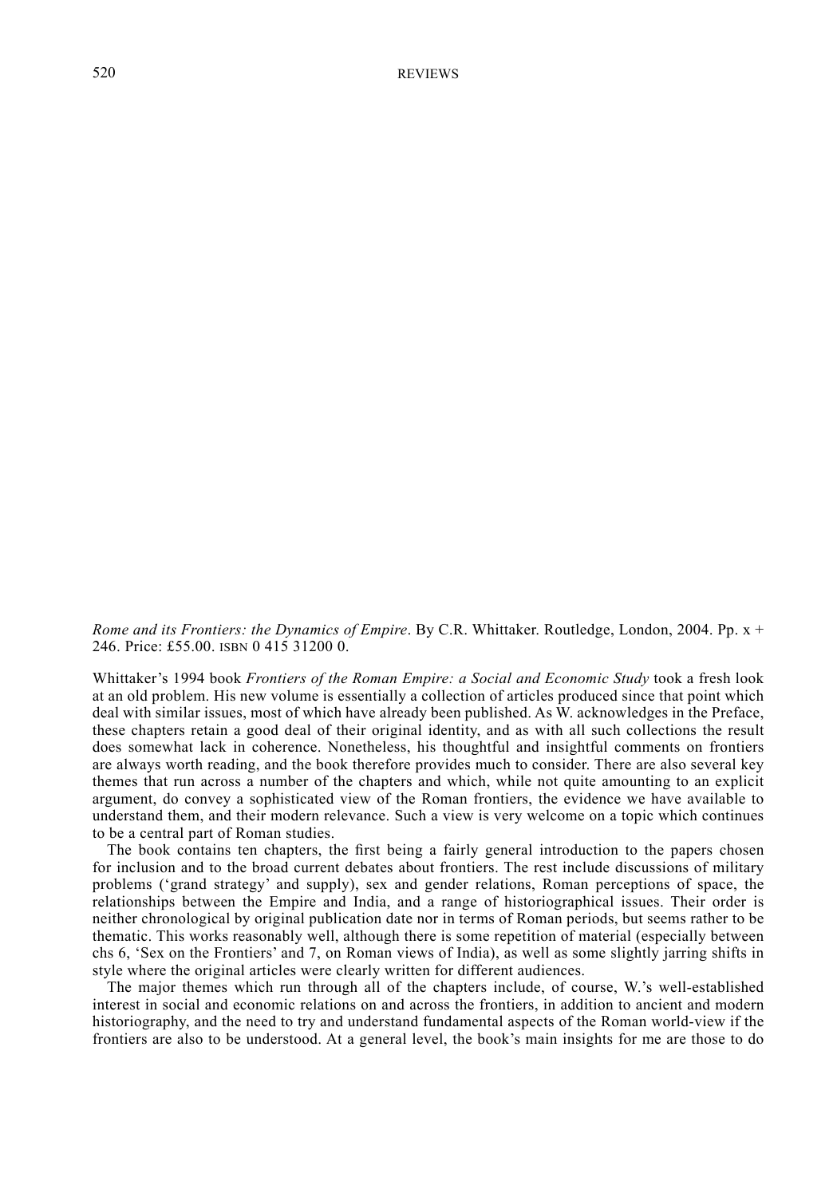*Rome and its Frontiers: the Dynamics of Empire*. By C.R. Whittaker. Routledge, London, 2004. Pp. x + 246. Price: £55.00. ISBN 0 415 31200 0.

Whittaker's 1994 book *Frontiers of the Roman Empire: a Social and Economic Study* took a fresh look at an old problem. His new volume is essentially a collection of articles produced since that point which deal with similar issues, most of which have already been published. As W. acknowledges in the Preface, these chapters retain a good deal of their original identity, and as with all such collections the result does somewhat lack in coherence. Nonetheless, his thoughtful and insightful comments on frontiers are always worth reading, and the book therefore provides much to consider. There are also several key themes that run across a number of the chapters and which, while not quite amounting to an explicit argument, do convey a sophisticated view of the Roman frontiers, the evidence we have available to understand them, and their modern relevance. Such a view is very welcome on a topic which continues to be a central part of Roman studies.

The book contains ten chapters, the first being a fairly general introduction to the papers chosen for inclusion and to the broad current debates about frontiers. The rest include discussions of military problems ('grand strategy' and supply), sex and gender relations, Roman perceptions of space, the relationships between the Empire and India, and a range of historiographical issues. Their order is neither chronological by original publication date nor in terms of Roman periods, but seems rather to be thematic. This works reasonably well, although there is some repetition of material (especially between chs 6, 'Sex on the Frontiers' and 7, on Roman views of India), as well as some slightly jarring shifts in style where the original articles were clearly written for different audiences.

The major themes which run through all of the chapters include, of course, W.'s well-established interest in social and economic relations on and across the frontiers, in addition to ancient and modern historiography, and the need to try and understand fundamental aspects of the Roman world-view if the frontiers are also to be understood. At a general level, the book's main insights for me are those to do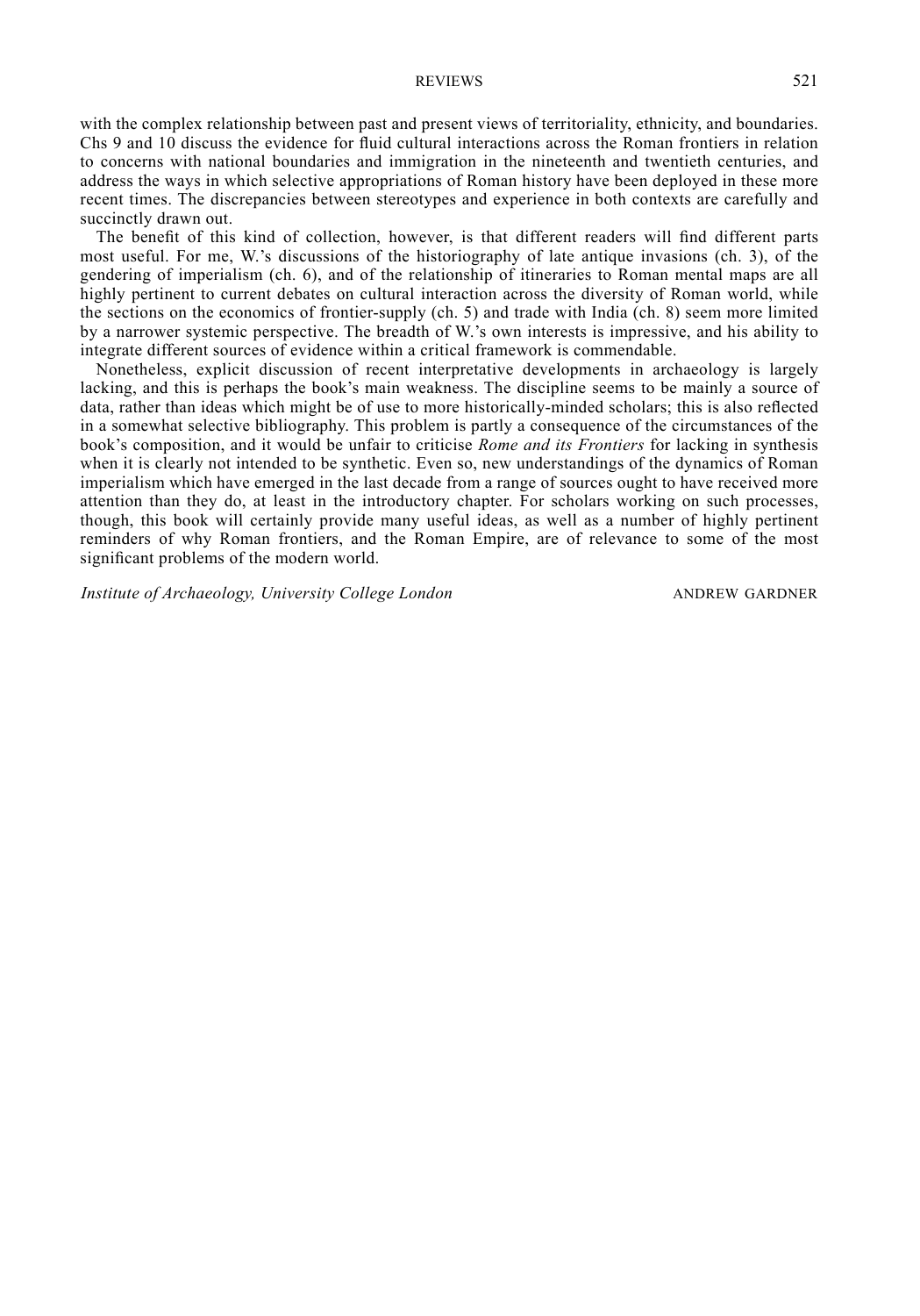with the complex relationship between past and present views of territoriality, ethnicity, and boundaries. Chs 9 and 10 discuss the evidence for fluid cultural interactions across the Roman frontiers in relation to concerns with national boundaries and immigration in the nineteenth and twentieth centuries, and address the ways in which selective appropriations of Roman history have been deployed in these more recent times. The discrepancies between stereotypes and experience in both contexts are carefully and succinctly drawn out.

The benefit of this kind of collection, however, is that different readers will find different parts most useful. For me, W.'s discussions of the historiography of late antique invasions (ch. 3), of the gendering of imperialism (ch. 6), and of the relationship of itineraries to Roman mental maps are all highly pertinent to current debates on cultural interaction across the diversity of Roman world, while the sections on the economics of frontier-supply (ch. 5) and trade with India (ch. 8) seem more limited by a narrower systemic perspective. The breadth of W.'s own interests is impressive, and his ability to integrate different sources of evidence within a critical framework is commendable.

Nonetheless, explicit discussion of recent interpretative developments in archaeology is largely lacking, and this is perhaps the book's main weakness. The discipline seems to be mainly a source of data, rather than ideas which might be of use to more historically-minded scholars; this is also reflected in a somewhat selective bibliography. This problem is partly a consequence of the circumstances of the book's composition, and it would be unfair to criticise *Rome and its Frontiers* for lacking in synthesis when it is clearly not intended to be synthetic. Even so, new understandings of the dynamics of Roman imperialism which have emerged in the last decade from a range of sources ought to have received more attention than they do, at least in the introductory chapter. For scholars working on such processes, though, this book will certainly provide many useful ideas, as well as a number of highly pertinent reminders of why Roman frontiers, and the Roman Empire, are of relevance to some of the most significant problems of the modern world.

*Institute of Archaeology, University College London* ANDREW GARDNER